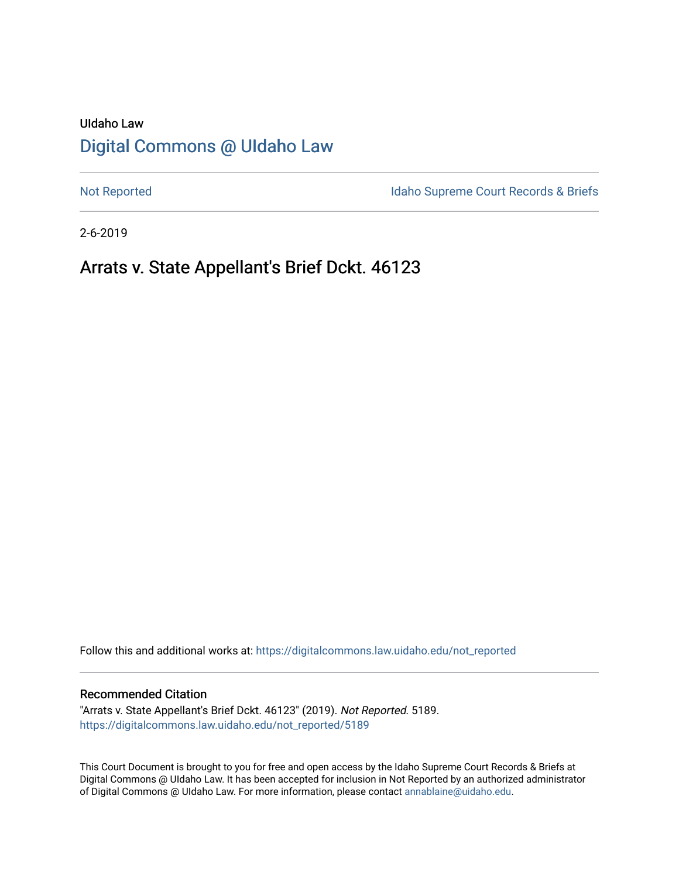UIdaho Law

# Digital Commons @ UIdaho Law

Not Reported | Idaho Supreme Court Records & Briefs

2-6-2019

## Arrats v. State Appellant's Brief Dckt. 46123

Follow this and additional works at: https://digitalcommons.law.uidaho.edu/not_reported

### Recommended Citation

"Arrats v. State Appellant's Brief Dckt. 46123" (2019). *Not Reported*. 5189.
https://digitalcommons.law.uidaho.edu/not_reported/5189

This Court Document is brought to you for free and open access by the Idaho Supreme Court Records & Briefs at Digital Commons @ UIdaho Law. It has been accepted for inclusion in Not Reported by an authorized administrator of Digital Commons @ UIdaho Law. For more information, please contact annablaine@uidaho.edu.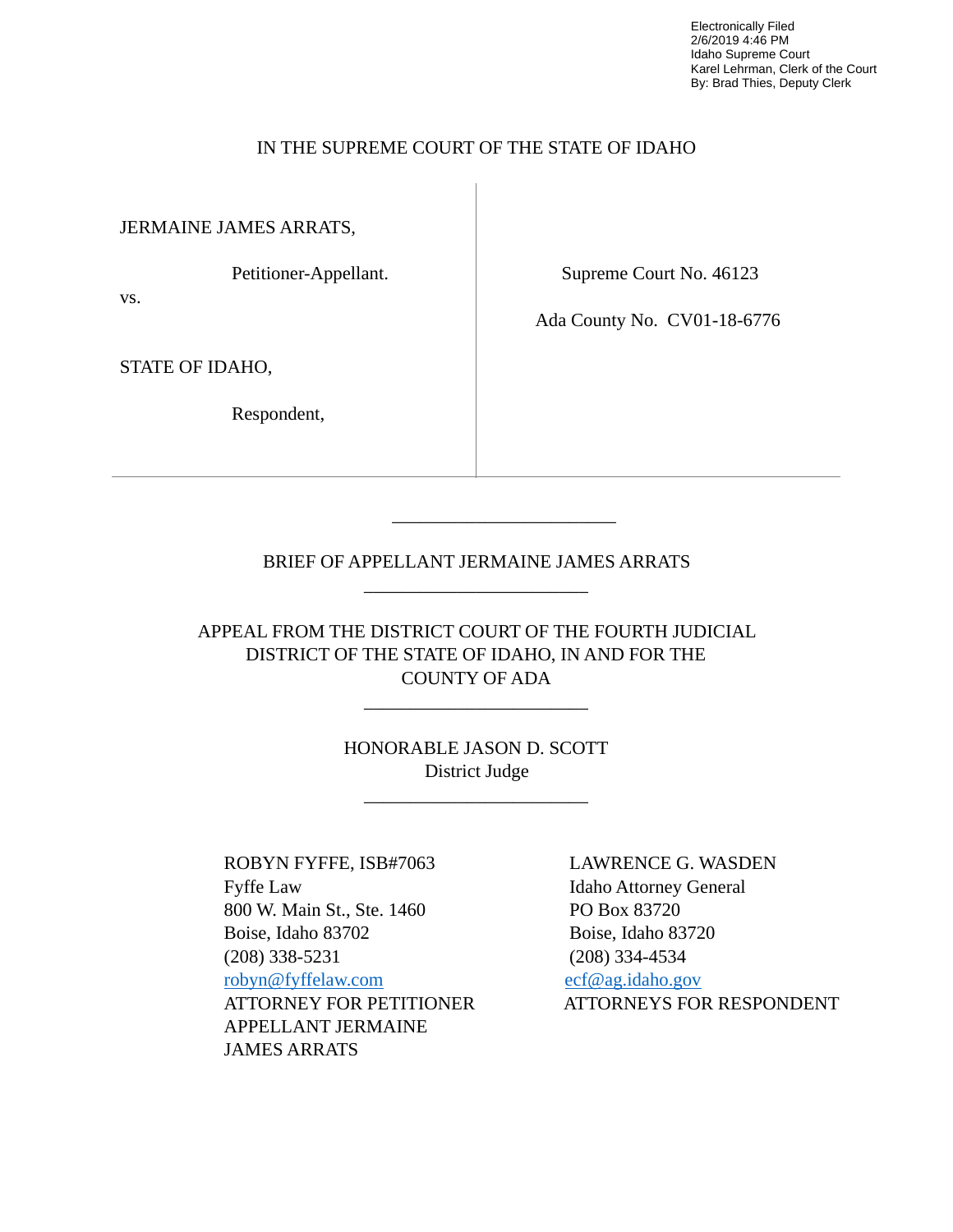Electronically Filed
2/6/2019 4:46 PM
Idaho Supreme Court
Karel Lehrman, Clerk of the Court
By: Brad Thies, Deputy Clerk

IN THE SUPREME COURT OF THE STATE OF IDAHO

| | |
|---|---|
| JERMAINE JAMES ARRATS, Petitioner-Appellant. | Supreme Court No. 46123 |
| vs. | Ada County No. CV01-18-6776 |
| STATE OF IDAHO, Respondent, | |

BRIEF OF APPELLANT JERMAINE JAMES ARRATS

APPEAL FROM THE DISTRICT COURT OF THE FOURTH JUDICIAL DISTRICT OF THE STATE OF IDAHO, IN AND FOR THE COUNTY OF ADA

HONORABLE JASON D. SCOTT
District Judge

ROBYN FYFFE, ISB#7063
Fyffe Law
800 W. Main St., Ste. 1460
Boise, Idaho 83702
(208) 338-5231
robyn@fyffelaw.com
ATTORNEY FOR PETITIONER APPELLANT JERMAINE JAMES ARRATS

LAWRENCE G. WASDEN
Idaho Attorney General
PO Box 83720
Boise, Idaho 83720
(208) 334-4534
ecf@ag.idaho.gov
ATTORNEYS FOR RESPONDENT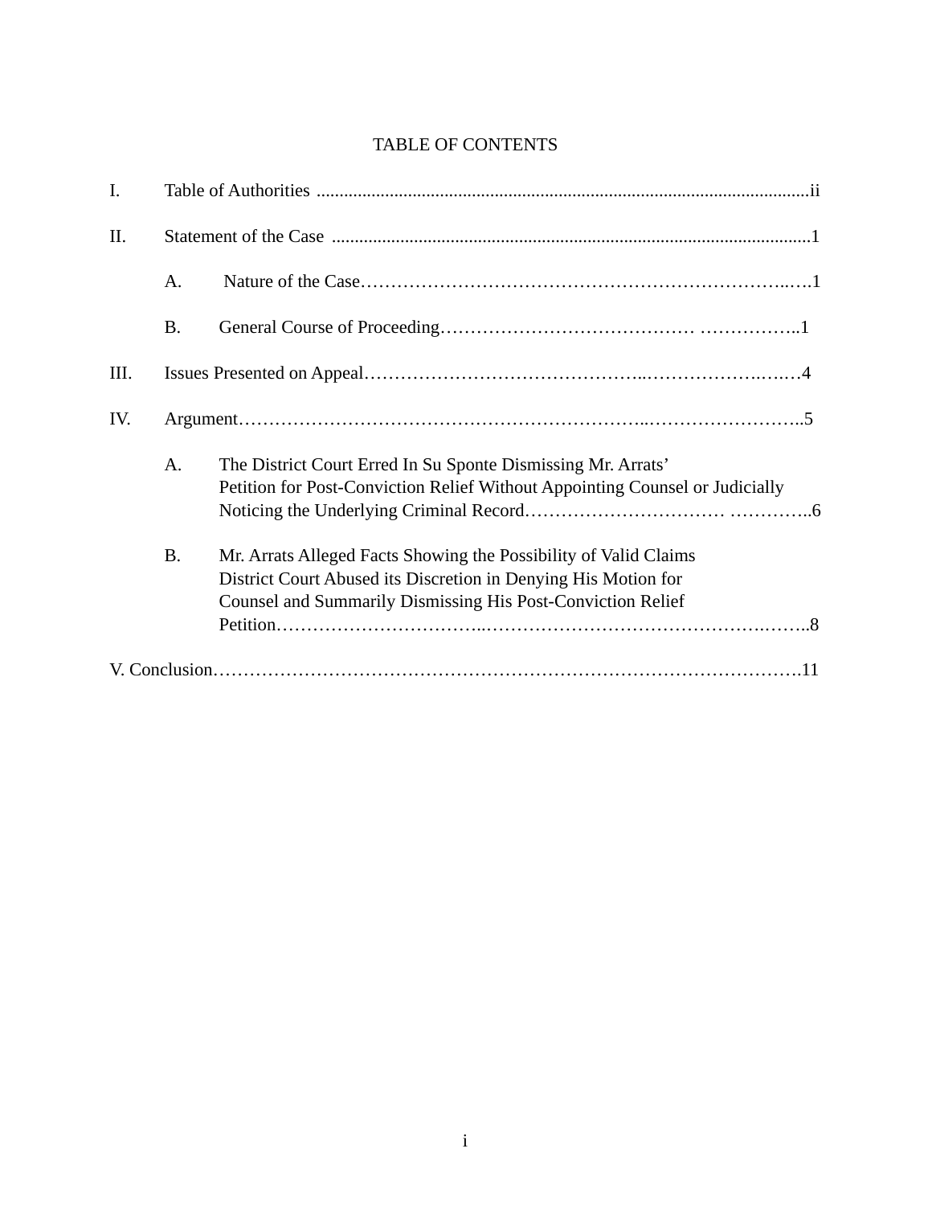# TABLE OF CONTENTS

I. Table of Authorities ............................................................................................................ii

II. Statement of the Case ........................................................................................................1

- A. Nature of the Case…………………………………………………………..….1
- B. General Course of Proceeding………………………………… ……………..1

III. Issues Presented on Appeal……………………………………..………………….….…4

IV. Argument……………………………….…………………………...……………………..5

- A. The District Court Erred In Su Sponte Dismissing Mr. Arrats' Petition for Post-Conviction Relief Without Appointing Counsel or Judicially Noticing the Underlying Criminal Record…………………………… …………..6
- B. Mr. Arrats Alleged Facts Showing the Possibility of Valid Claims District Court Abused its Discretion in Denying His Motion for Counsel and Summarily Dismissing His Post-Conviction Relief Petition…………………………..……………………………………….……..8

V. Conclusion…………………………………………………………………………………….11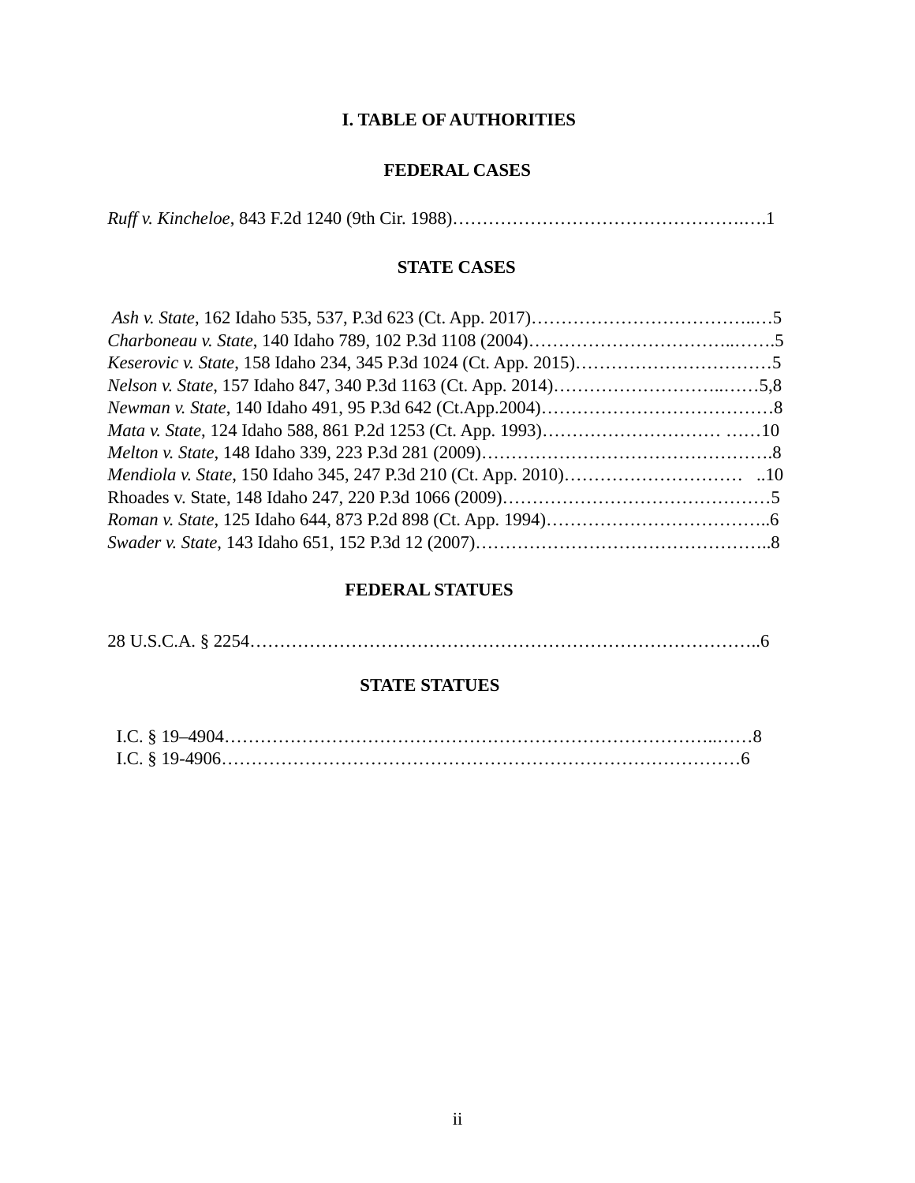# I. TABLE OF AUTHORITIES

## FEDERAL CASES

*Ruff v. Kincheloe*, 843 F.2d 1240 (9th Cir. 1988)……………………………………………….…1

## STATE CASES

*Ash v. State*, 162 Idaho 535, 537, P.3d 623 (Ct. App. 2017)…………………………………..…5
*Charboneau v. State*, 140 Idaho 789, 102 P.3d 1108 (2004)……………………………..…….5
*Keserovic v. State*, 158 Idaho 234, 345 P.3d 1024 (Ct. App. 2015)……………………………5
*Nelson v. State*, 157 Idaho 847, 340 P.3d 1163 (Ct. App. 2014)…………………………..……5,8
*Newman v. State*, 140 Idaho 491, 95 P.3d 642 (Ct.App.2004)…………………………………8
*Mata v. State*, 124 Idaho 588, 861 P.2d 1253 (Ct. App. 1993)………………………… ……10
*Melton v. State*, 148 Idaho 339, 223 P.3d 281 (2009)……………………………………………8
*Mendiola v. State*, 150 Idaho 345, 247 P.3d 210 (Ct. App. 2010)………………………… ..10
Rhoades v. State, 148 Idaho 247, 220 P.3d 1066 (2009)………………………………………5
*Roman v. State*, 125 Idaho 644, 873 P.2d 898 (Ct. App. 1994)………………………………..6
*Swader v. State*, 143 Idaho 651, 152 P.3d 12 (2007)…………………………………………..8

## FEDERAL STATUES

28 U.S.C.A. § 2254……………………………………………………………………………..6

## STATE STATUES

I.C. § 19–4904………………………………………………………………………..……8
I.C. § 19-4906…………………………………………………………………………6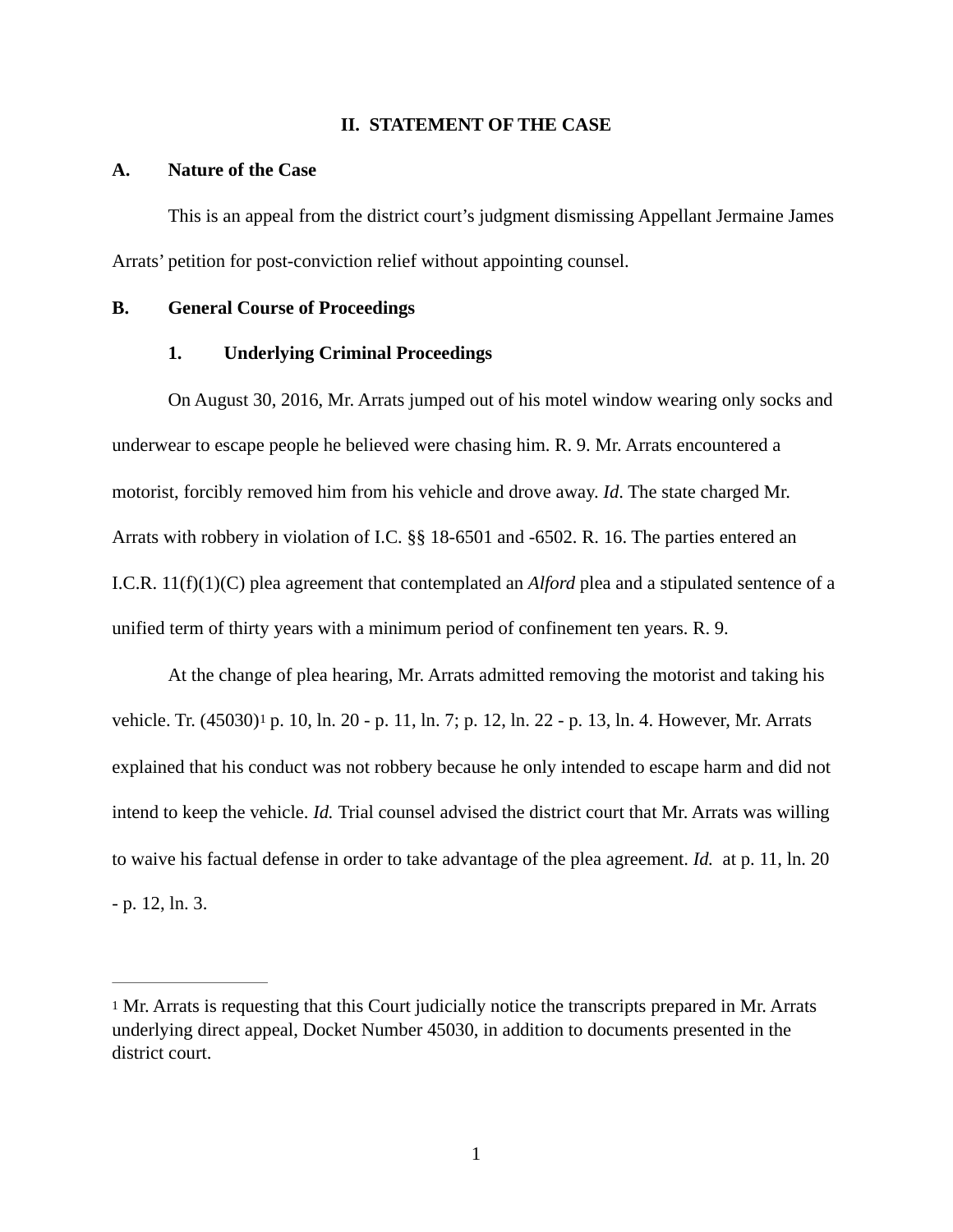## II. STATEMENT OF THE CASE

### A. Nature of the Case

This is an appeal from the district court's judgment dismissing Appellant Jermaine James Arrats' petition for post-conviction relief without appointing counsel.

### B. General Course of Proceedings

#### 1. Underlying Criminal Proceedings

On August 30, 2016, Mr. Arrats jumped out of his motel window wearing only socks and underwear to escape people he believed were chasing him. R. 9. Mr. Arrats encountered a motorist, forcibly removed him from his vehicle and drove away. *Id*. The state charged Mr. Arrats with robbery in violation of I.C. §§ 18-6501 and -6502. R. 16. The parties entered an I.C.R. 11(f)(1)(C) plea agreement that contemplated an *Alford* plea and a stipulated sentence of a unified term of thirty years with a minimum period of confinement ten years. R. 9.

At the change of plea hearing, Mr. Arrats admitted removing the motorist and taking his vehicle. Tr. (45030)[1] p. 10, ln. 20 - p. 11, ln. 7; p. 12, ln. 22 - p. 13, ln. 4. However, Mr. Arrats explained that his conduct was not robbery because he only intended to escape harm and did not intend to keep the vehicle. *Id.* Trial counsel advised the district court that Mr. Arrats was willing to waive his factual defense in order to take advantage of the plea agreement. *Id.* at p. 11, ln. 20 - p. 12, ln. 3.

---

[1] Mr. Arrats is requesting that this Court judicially notice the transcripts prepared in Mr. Arrats underlying direct appeal, Docket Number 45030, in addition to documents presented in the district court.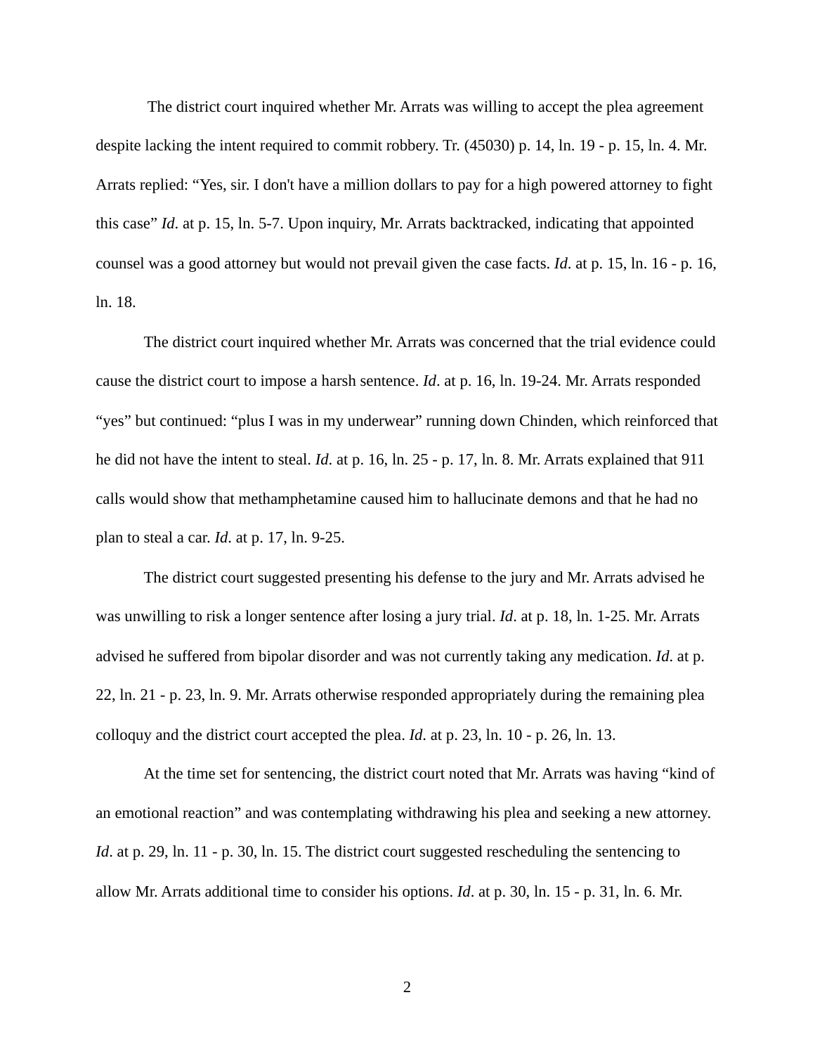The district court inquired whether Mr. Arrats was willing to accept the plea agreement despite lacking the intent required to commit robbery. Tr. (45030) p. 14, ln. 19 - p. 15, ln. 4. Mr. Arrats replied: "Yes, sir. I don't have a million dollars to pay for a high powered attorney to fight this case" *Id*. at p. 15, ln. 5-7. Upon inquiry, Mr. Arrats backtracked, indicating that appointed counsel was a good attorney but would not prevail given the case facts. *Id*. at p. 15, ln. 16 - p. 16, ln. 18.

The district court inquired whether Mr. Arrats was concerned that the trial evidence could cause the district court to impose a harsh sentence. *Id*. at p. 16, ln. 19-24. Mr. Arrats responded "yes" but continued: "plus I was in my underwear" running down Chinden, which reinforced that he did not have the intent to steal. *Id*. at p. 16, ln. 25 - p. 17, ln. 8. Mr. Arrats explained that 911 calls would show that methamphetamine caused him to hallucinate demons and that he had no plan to steal a car. *Id*. at p. 17, ln. 9-25.

The district court suggested presenting his defense to the jury and Mr. Arrats advised he was unwilling to risk a longer sentence after losing a jury trial. *Id*. at p. 18, ln. 1-25. Mr. Arrats advised he suffered from bipolar disorder and was not currently taking any medication. *Id*. at p. 22, ln. 21 - p. 23, ln. 9. Mr. Arrats otherwise responded appropriately during the remaining plea colloquy and the district court accepted the plea. *Id.* at p. 23, ln. 10 - p. 26, ln. 13.

At the time set for sentencing, the district court noted that Mr. Arrats was having "kind of an emotional reaction" and was contemplating withdrawing his plea and seeking a new attorney. *Id*. at p. 29, ln. 11 - p. 30, ln. 15. The district court suggested rescheduling the sentencing to allow Mr. Arrats additional time to consider his options. *Id*. at p. 30, ln. 15 - p. 31, ln. 6. Mr.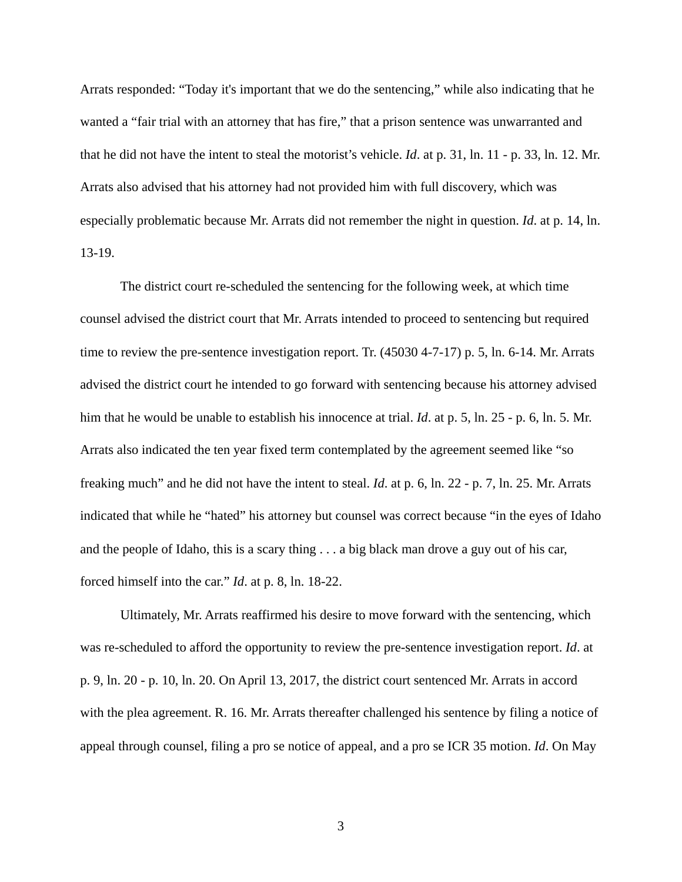Arrats responded: “Today it's important that we do the sentencing,” while also indicating that he wanted a “fair trial with an attorney that has fire,” that a prison sentence was unwarranted and that he did not have the intent to steal the motorist’s vehicle. *Id*. at p. 31, ln. 11 - p. 33, ln. 12. Mr. Arrats also advised that his attorney had not provided him with full discovery, which was especially problematic because Mr. Arrats did not remember the night in question. *Id*. at p. 14, ln. 13-19.

The district court re-scheduled the sentencing for the following week, at which time counsel advised the district court that Mr. Arrats intended to proceed to sentencing but required time to review the pre-sentence investigation report. Tr. (45030 4-7-17) p. 5, ln. 6-14. Mr. Arrats advised the district court he intended to go forward with sentencing because his attorney advised him that he would be unable to establish his innocence at trial. *Id*. at p. 5, ln. 25 - p. 6, ln. 5. Mr. Arrats also indicated the ten year fixed term contemplated by the agreement seemed like “so freaking much” and he did not have the intent to steal. *Id*. at p. 6, ln. 22 - p. 7, ln. 25. Mr. Arrats indicated that while he “hated” his attorney but counsel was correct because “in the eyes of Idaho and the people of Idaho, this is a scary thing . . . a big black man drove a guy out of his car, forced himself into the car.” *Id*. at p. 8, ln. 18-22.

Ultimately, Mr. Arrats reaffirmed his desire to move forward with the sentencing, which was re-scheduled to afford the opportunity to review the pre-sentence investigation report. *Id*. at p. 9, ln. 20 - p. 10, ln. 20. On April 13, 2017, the district court sentenced Mr. Arrats in accord with the plea agreement. R. 16. Mr. Arrats thereafter challenged his sentence by filing a notice of appeal through counsel, filing a pro se notice of appeal, and a pro se ICR 35 motion. *Id*. On May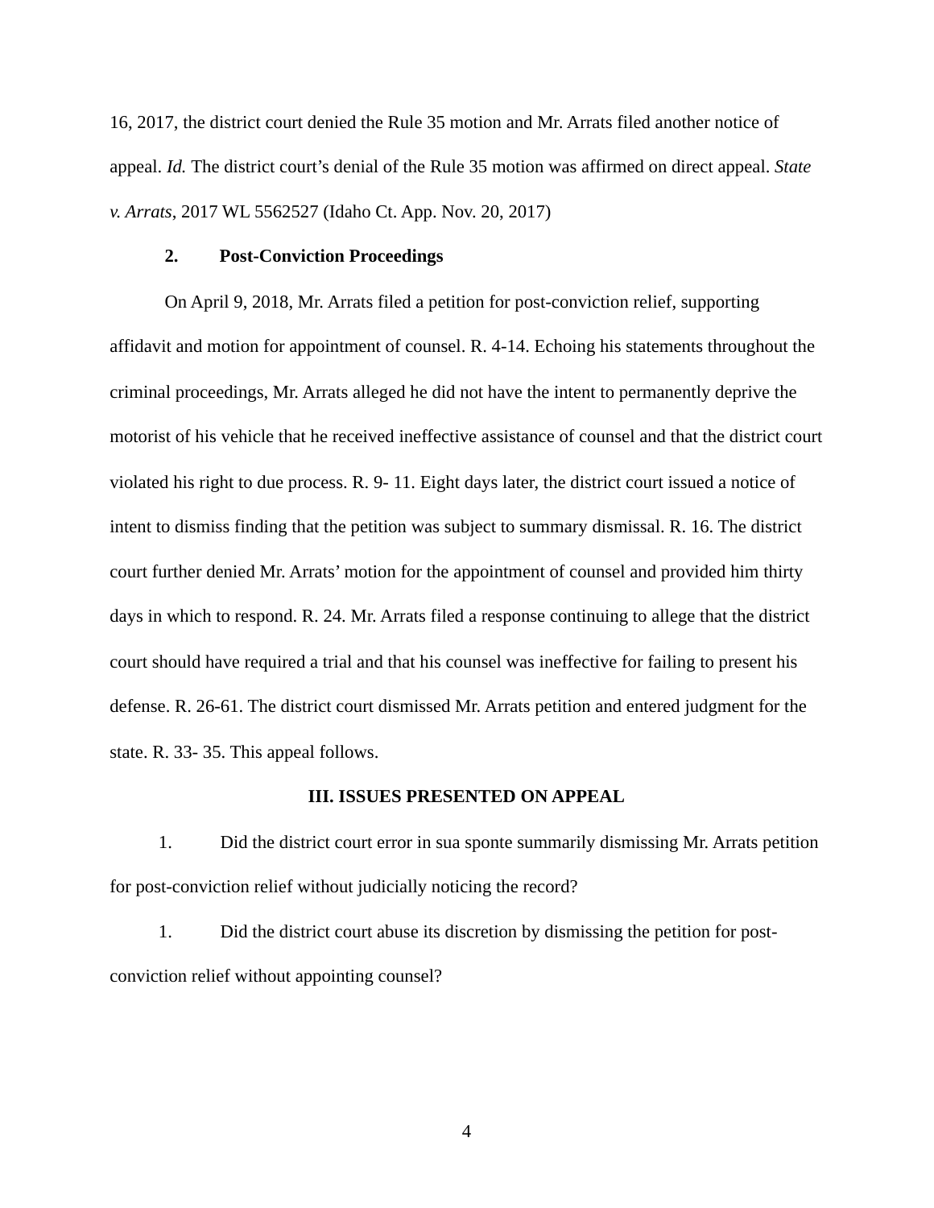16, 2017, the district court denied the Rule 35 motion and Mr. Arrats filed another notice of appeal. *Id.* The district court's denial of the Rule 35 motion was affirmed on direct appeal. *State v. Arrats*, 2017 WL 5562527 (Idaho Ct. App. Nov. 20, 2017)

### 2. Post-Conviction Proceedings

On April 9, 2018, Mr. Arrats filed a petition for post-conviction relief, supporting affidavit and motion for appointment of counsel. R. 4-14. Echoing his statements throughout the criminal proceedings, Mr. Arrats alleged he did not have the intent to permanently deprive the motorist of his vehicle that he received ineffective assistance of counsel and that the district court violated his right to due process. R. 9- 11. Eight days later, the district court issued a notice of intent to dismiss finding that the petition was subject to summary dismissal. R. 16. The district court further denied Mr. Arrats' motion for the appointment of counsel and provided him thirty days in which to respond. R. 24. Mr. Arrats filed a response continuing to allege that the district court should have required a trial and that his counsel was ineffective for failing to present his defense. R. 26-61. The district court dismissed Mr. Arrats petition and entered judgment for the state. R. 33- 35. This appeal follows.

## III. ISSUES PRESENTED ON APPEAL

1. Did the district court error in sua sponte summarily dismissing Mr. Arrats petition for post-conviction relief without judicially noticing the record?

1. Did the district court abuse its discretion by dismissing the petition for post-conviction relief without appointing counsel?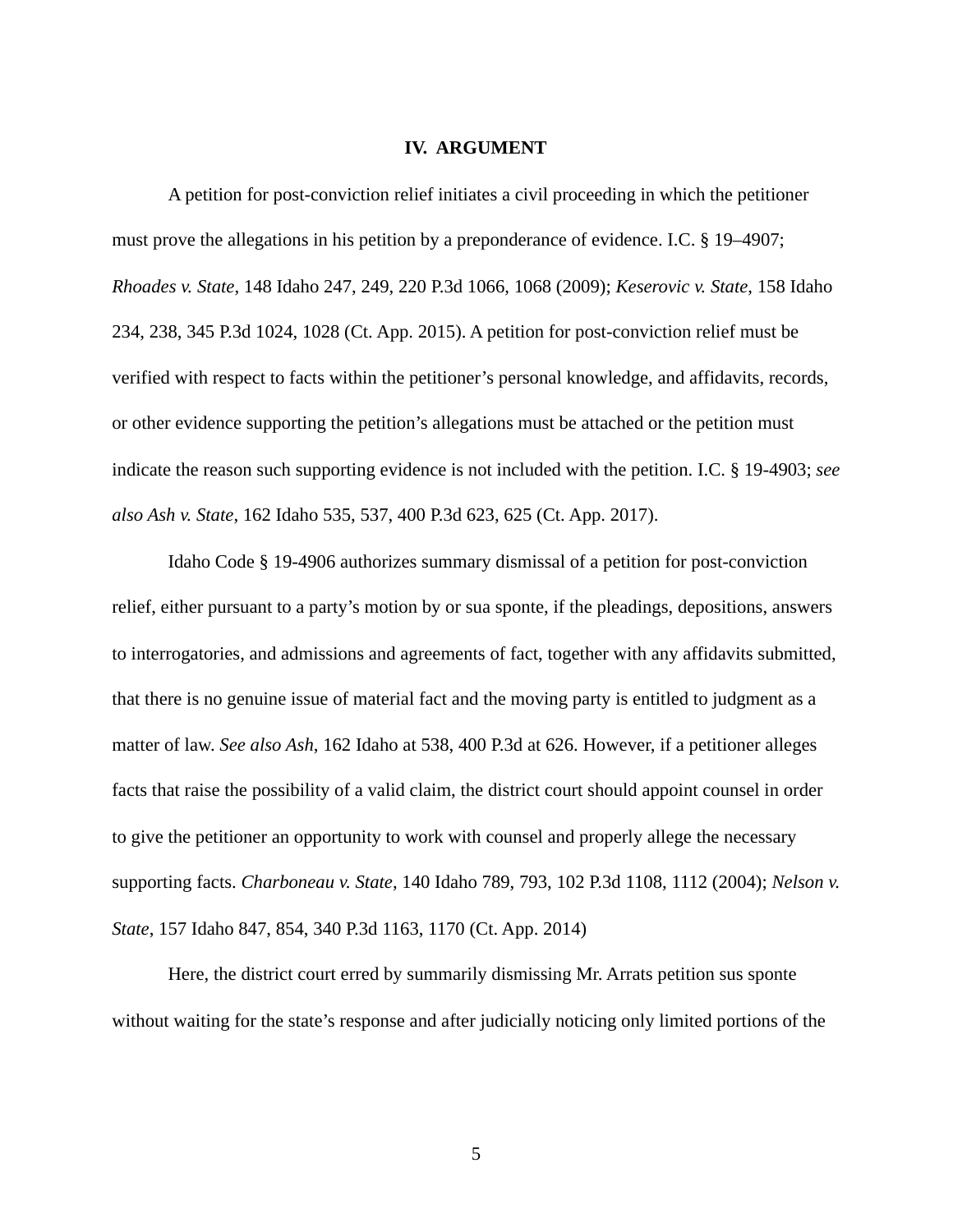## IV. ARGUMENT

A petition for post-conviction relief initiates a civil proceeding in which the petitioner must prove the allegations in his petition by a preponderance of evidence. I.C. § 19–4907; *Rhoades v. State*, 148 Idaho 247, 249, 220 P.3d 1066, 1068 (2009); *Keserovic v. State*, 158 Idaho 234, 238, 345 P.3d 1024, 1028 (Ct. App. 2015). A petition for post-conviction relief must be verified with respect to facts within the petitioner's personal knowledge, and affidavits, records, or other evidence supporting the petition's allegations must be attached or the petition must indicate the reason such supporting evidence is not included with the petition. I.C. § 19-4903; *see also Ash v. State*, 162 Idaho 535, 537, 400 P.3d 623, 625 (Ct. App. 2017).

Idaho Code § 19-4906 authorizes summary dismissal of a petition for post-conviction relief, either pursuant to a party's motion by or sua sponte, if the pleadings, depositions, answers to interrogatories, and admissions and agreements of fact, together with any affidavits submitted, that there is no genuine issue of material fact and the moving party is entitled to judgment as a matter of law. *See also Ash*, 162 Idaho at 538, 400 P.3d at 626. However, if a petitioner alleges facts that raise the possibility of a valid claim, the district court should appoint counsel in order to give the petitioner an opportunity to work with counsel and properly allege the necessary supporting facts. *Charboneau v. State*, 140 Idaho 789, 793, 102 P.3d 1108, 1112 (2004); *Nelson v. State*, 157 Idaho 847, 854, 340 P.3d 1163, 1170 (Ct. App. 2014)

Here, the district court erred by summarily dismissing Mr. Arrats petition sus sponte without waiting for the state's response and after judicially noticing only limited portions of the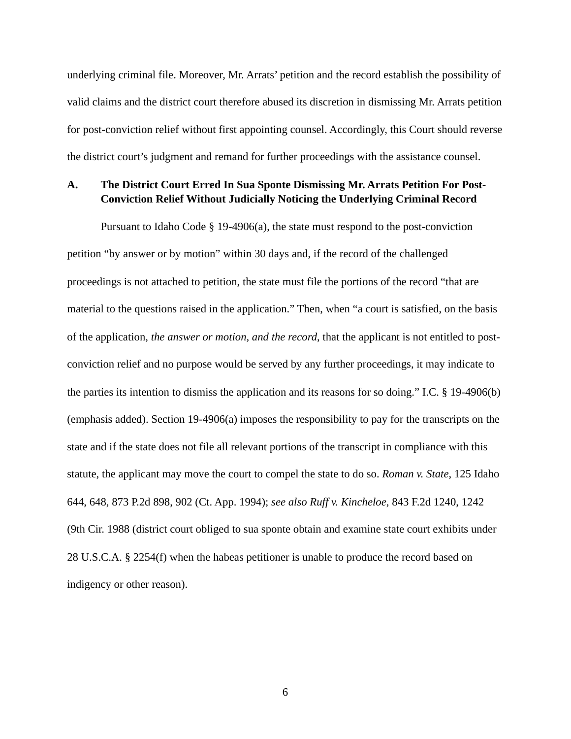underlying criminal file. Moreover, Mr. Arrats' petition and the record establish the possibility of valid claims and the district court therefore abused its discretion in dismissing Mr. Arrats petition for post-conviction relief without first appointing counsel. Accordingly, this Court should reverse the district court's judgment and remand for further proceedings with the assistance counsel.

### A. The District Court Erred In Sua Sponte Dismissing Mr. Arrats Petition For Post-Conviction Relief Without Judicially Noticing the Underlying Criminal Record

Pursuant to Idaho Code § 19-4906(a), the state must respond to the post-conviction petition "by answer or by motion" within 30 days and, if the record of the challenged proceedings is not attached to petition, the state must file the portions of the record "that are material to the questions raised in the application." Then, when "a court is satisfied, on the basis of the application, *the answer or motion, and the record*, that the applicant is not entitled to post-conviction relief and no purpose would be served by any further proceedings, it may indicate to the parties its intention to dismiss the application and its reasons for so doing." I.C. § 19-4906(b) (emphasis added). Section 19-4906(a) imposes the responsibility to pay for the transcripts on the state and if the state does not file all relevant portions of the transcript in compliance with this statute, the applicant may move the court to compel the state to do so. *Roman v. State*, 125 Idaho 644, 648, 873 P.2d 898, 902 (Ct. App. 1994); *see also Ruff v. Kincheloe*, 843 F.2d 1240, 1242 (9th Cir. 1988 (district court obliged to sua sponte obtain and examine state court exhibits under 28 U.S.C.A. § 2254(f) when the habeas petitioner is unable to produce the record based on indigency or other reason).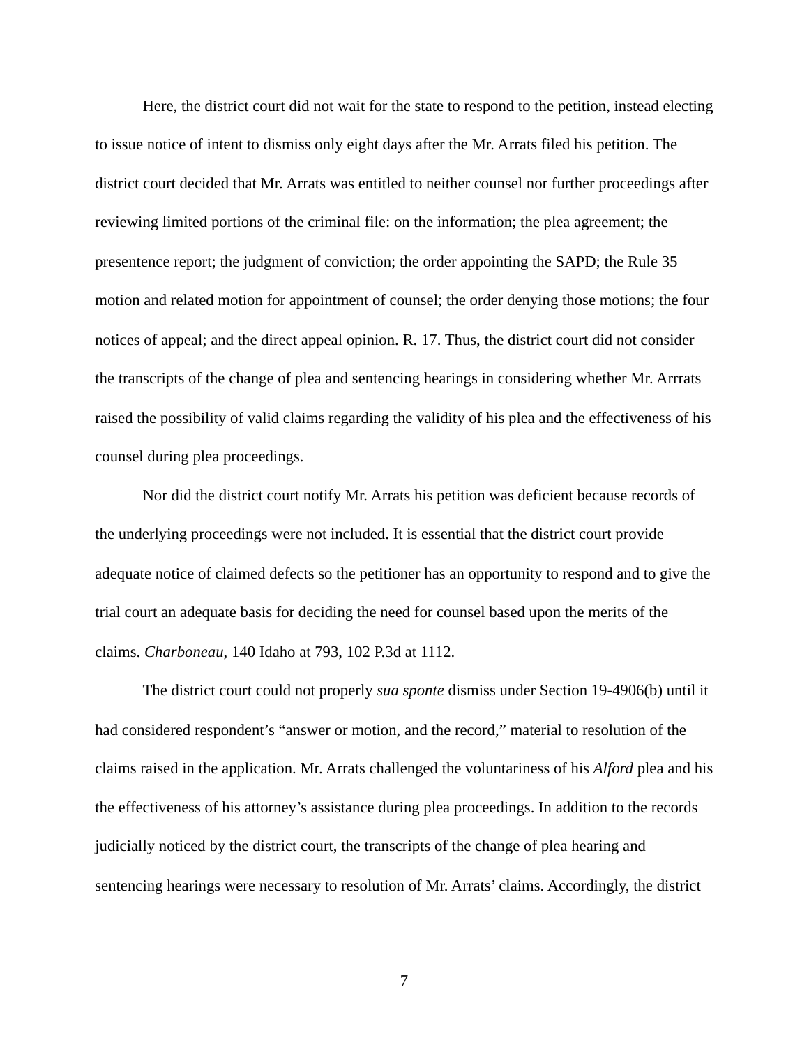Here, the district court did not wait for the state to respond to the petition, instead electing to issue notice of intent to dismiss only eight days after the Mr. Arrats filed his petition. The district court decided that Mr. Arrats was entitled to neither counsel nor further proceedings after reviewing limited portions of the criminal file: on the information; the plea agreement; the presentence report; the judgment of conviction; the order appointing the SAPD; the Rule 35 motion and related motion for appointment of counsel; the order denying those motions; the four notices of appeal; and the direct appeal opinion. R. 17. Thus, the district court did not consider the transcripts of the change of plea and sentencing hearings in considering whether Mr. Arrrats raised the possibility of valid claims regarding the validity of his plea and the effectiveness of his counsel during plea proceedings.

Nor did the district court notify Mr. Arrats his petition was deficient because records of the underlying proceedings were not included. It is essential that the district court provide adequate notice of claimed defects so the petitioner has an opportunity to respond and to give the trial court an adequate basis for deciding the need for counsel based upon the merits of the claims. *Charboneau*, 140 Idaho at 793, 102 P.3d at 1112.

The district court could not properly *sua sponte* dismiss under Section 19-4906(b) until it had considered respondent's "answer or motion, and the record," material to resolution of the claims raised in the application. Mr. Arrats challenged the voluntariness of his *Alford* plea and his the effectiveness of his attorney's assistance during plea proceedings. In addition to the records judicially noticed by the district court, the transcripts of the change of plea hearing and sentencing hearings were necessary to resolution of Mr. Arrats' claims. Accordingly, the district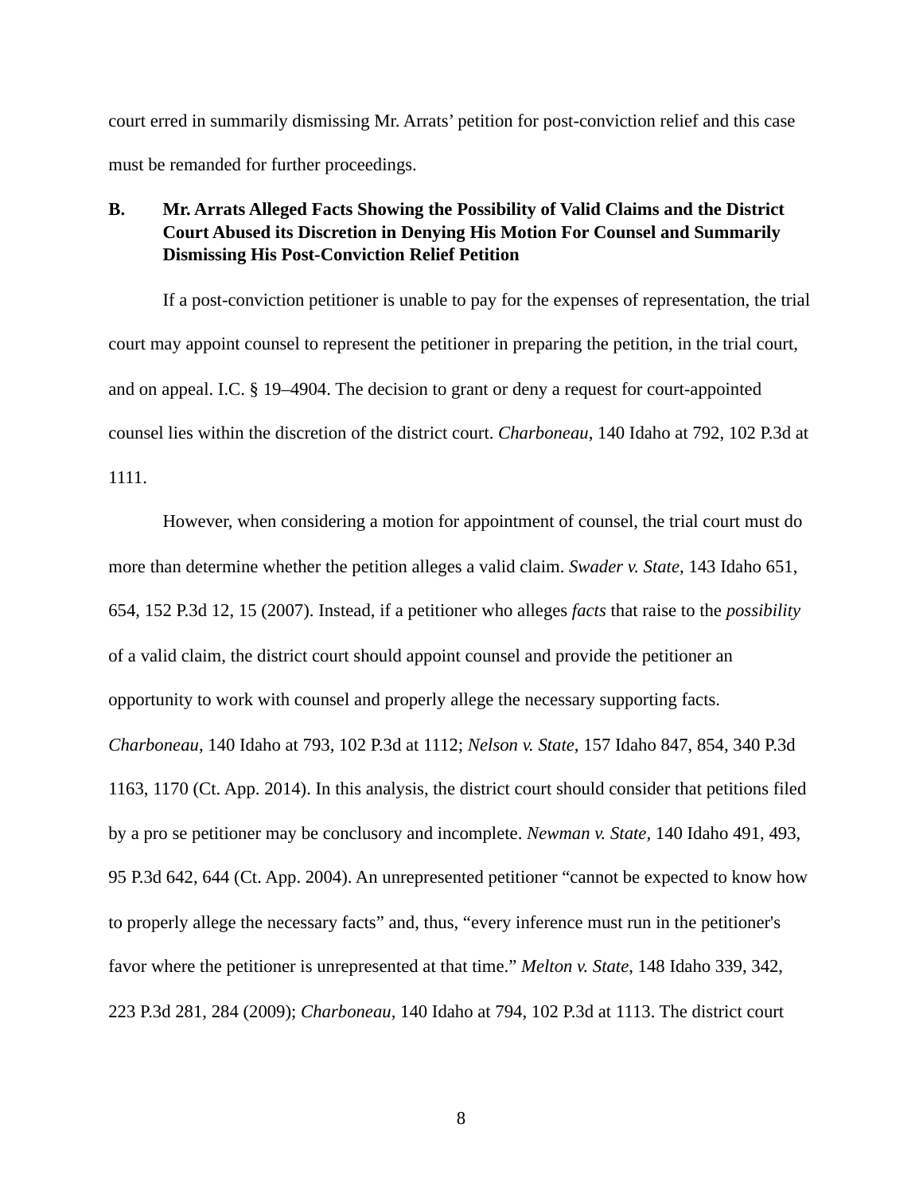court erred in summarily dismissing Mr. Arrats' petition for post-conviction relief and this case must be remanded for further proceedings.

### B. Mr. Arrats Alleged Facts Showing the Possibility of Valid Claims and the District Court Abused its Discretion in Denying His Motion For Counsel and Summarily Dismissing His Post-Conviction Relief Petition

If a post-conviction petitioner is unable to pay for the expenses of representation, the trial court may appoint counsel to represent the petitioner in preparing the petition, in the trial court, and on appeal. I.C. § 19–4904. The decision to grant or deny a request for court-appointed counsel lies within the discretion of the district court. *Charboneau*, 140 Idaho at 792, 102 P.3d at 1111.

However, when considering a motion for appointment of counsel, the trial court must do more than determine whether the petition alleges a valid claim. *Swader v. State*, 143 Idaho 651, 654, 152 P.3d 12, 15 (2007). Instead, if a petitioner who alleges *facts* that raise to the *possibility* of a valid claim, the district court should appoint counsel and provide the petitioner an opportunity to work with counsel and properly allege the necessary supporting facts. *Charboneau*, 140 Idaho at 793, 102 P.3d at 1112; *Nelson v. State*, 157 Idaho 847, 854, 340 P.3d 1163, 1170 (Ct. App. 2014). In this analysis, the district court should consider that petitions filed by a pro se petitioner may be conclusory and incomplete. *Newman v. State*, 140 Idaho 491, 493, 95 P.3d 642, 644 (Ct. App. 2004). An unrepresented petitioner "cannot be expected to know how to properly allege the necessary facts" and, thus, "every inference must run in the petitioner's favor where the petitioner is unrepresented at that time." *Melton v. State*, 148 Idaho 339, 342, 223 P.3d 281, 284 (2009); *Charboneau*, 140 Idaho at 794, 102 P.3d at 1113. The district court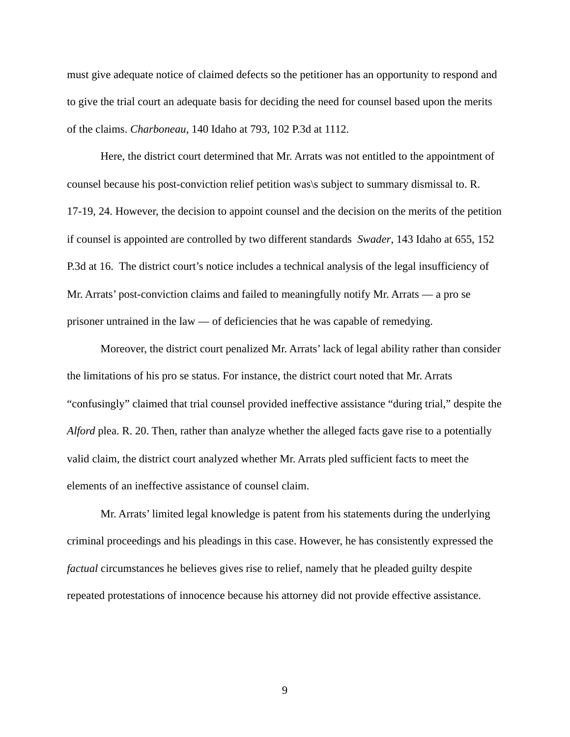must give adequate notice of claimed defects so the petitioner has an opportunity to respond and to give the trial court an adequate basis for deciding the need for counsel based upon the merits of the claims. *Charboneau*, 140 Idaho at 793, 102 P.3d at 1112.

Here, the district court determined that Mr. Arrats was not entitled to the appointment of counsel because his post-conviction relief petition was\s subject to summary dismissal to. R. 17-19, 24. However, the decision to appoint counsel and the decision on the merits of the petition if counsel is appointed are controlled by two different standards *Swader*, 143 Idaho at 655, 152 P.3d at 16. The district court's notice includes a technical analysis of the legal insufficiency of Mr. Arrats' post-conviction claims and failed to meaningfully notify Mr. Arrats — a pro se prisoner untrained in the law — of deficiencies that he was capable of remedying.

Moreover, the district court penalized Mr. Arrats' lack of legal ability rather than consider the limitations of his pro se status. For instance, the district court noted that Mr. Arrats "confusingly" claimed that trial counsel provided ineffective assistance "during trial," despite the *Alford* plea. R. 20. Then, rather than analyze whether the alleged facts gave rise to a potentially valid claim, the district court analyzed whether Mr. Arrats pled sufficient facts to meet the elements of an ineffective assistance of counsel claim.

Mr. Arrats' limited legal knowledge is patent from his statements during the underlying criminal proceedings and his pleadings in this case. However, he has consistently expressed the *factual* circumstances he believes gives rise to relief, namely that he pleaded guilty despite repeated protestations of innocence because his attorney did not provide effective assistance.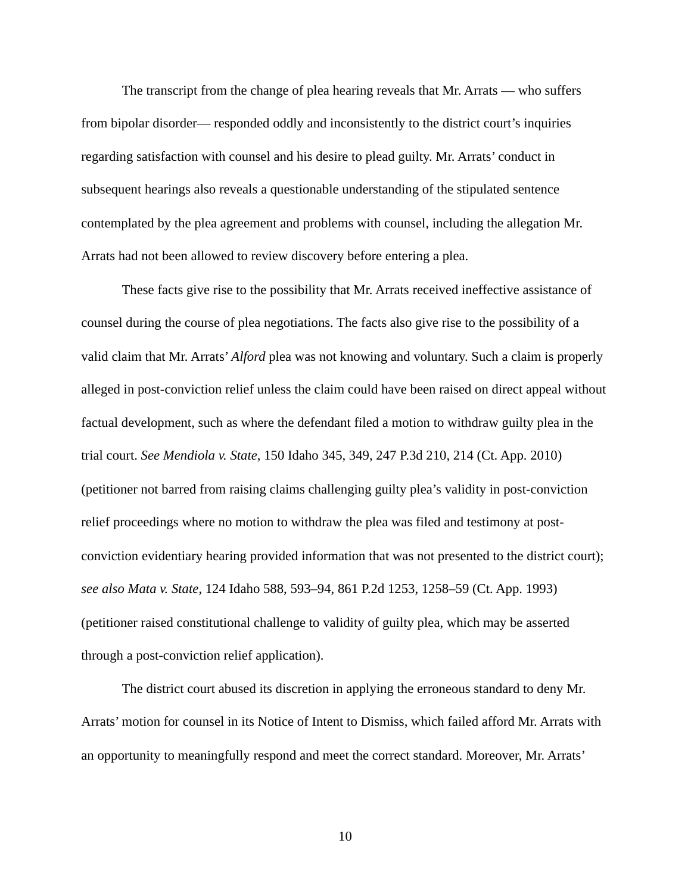The transcript from the change of plea hearing reveals that Mr. Arrats — who suffers from bipolar disorder— responded oddly and inconsistently to the district court's inquiries regarding satisfaction with counsel and his desire to plead guilty. Mr. Arrats' conduct in subsequent hearings also reveals a questionable understanding of the stipulated sentence contemplated by the plea agreement and problems with counsel, including the allegation Mr. Arrats had not been allowed to review discovery before entering a plea.

These facts give rise to the possibility that Mr. Arrats received ineffective assistance of counsel during the course of plea negotiations. The facts also give rise to the possibility of a valid claim that Mr. Arrats' *Alford* plea was not knowing and voluntary. Such a claim is properly alleged in post-conviction relief unless the claim could have been raised on direct appeal without factual development, such as where the defendant filed a motion to withdraw guilty plea in the trial court. *See Mendiola v. State*, 150 Idaho 345, 349, 247 P.3d 210, 214 (Ct. App. 2010) (petitioner not barred from raising claims challenging guilty plea's validity in post-conviction relief proceedings where no motion to withdraw the plea was filed and testimony at post-conviction evidentiary hearing provided information that was not presented to the district court); *see also Mata v. State*, 124 Idaho 588, 593–94, 861 P.2d 1253, 1258–59 (Ct. App. 1993) (petitioner raised constitutional challenge to validity of guilty plea, which may be asserted through a post-conviction relief application).

The district court abused its discretion in applying the erroneous standard to deny Mr. Arrats' motion for counsel in its Notice of Intent to Dismiss, which failed afford Mr. Arrats with an opportunity to meaningfully respond and meet the correct standard. Moreover, Mr. Arrats'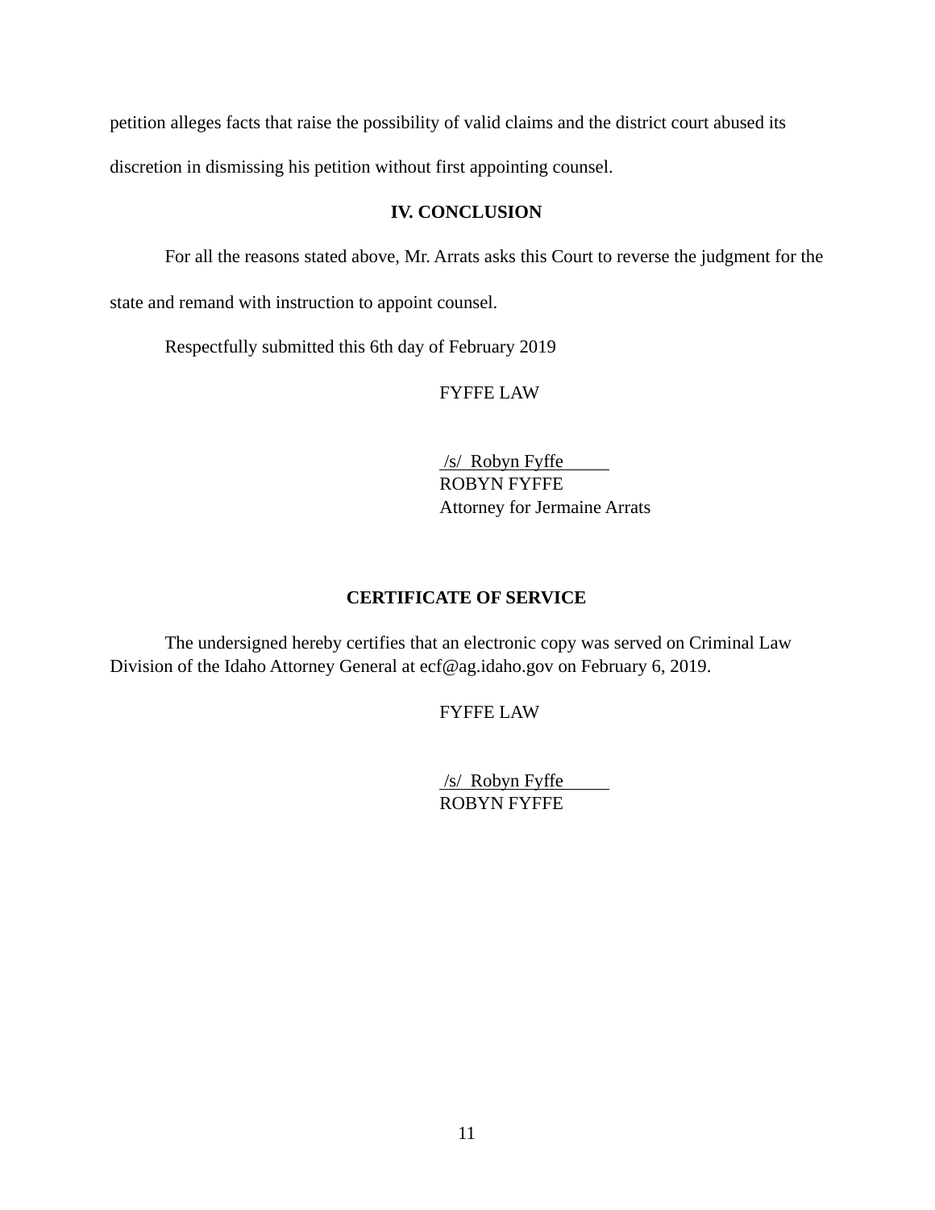petition alleges facts that raise the possibility of valid claims and the district court abused its discretion in dismissing his petition without first appointing counsel.

## IV. CONCLUSION

For all the reasons stated above, Mr. Arrats asks this Court to reverse the judgment for the state and remand with instruction to appoint counsel.

Respectfully submitted this 6th day of February 2019

FYFFE LAW

/s/ Robyn Fyffe
ROBYN FYFFE
Attorney for Jermaine Arrats

## CERTIFICATE OF SERVICE

The undersigned hereby certifies that an electronic copy was served on Criminal Law Division of the Idaho Attorney General at ecf@ag.idaho.gov on February 6, 2019.

FYFFE LAW

/s/ Robyn Fyffe
ROBYN FYFFE